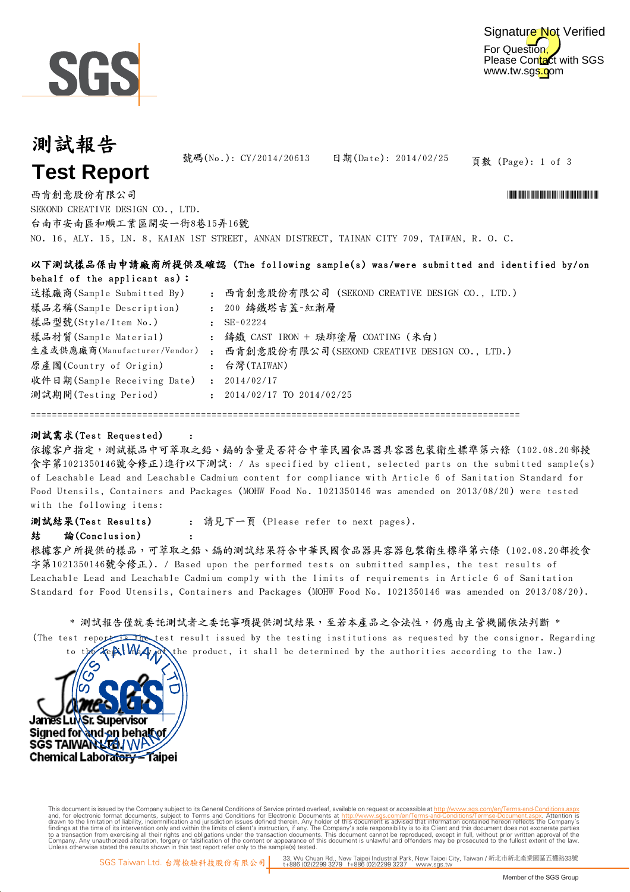SGS

Signature Not Verified
For Question, Please Contact with SGS www.tw.sgs.com

# 測試報告
# Test Report

號碼(No.): CY/2014/20613　　日期(Date): 2014/02/25

西肯創意股份有限公司
SEKOND CREATIVE DESIGN CO., LTD.
台南市安南區和順工業區開安一街8巷15弄16號
NO. 16, ALY. 15, LN. 8, KAIAN 1ST STREET, ANNAN DISTRECT, TAINAN CITY 709, TAIWAN, R. O. C.

**以下測試樣品係由申請廠商所提供及確認 (The following sample(s) was/were submitted and identified by/on behalf of the applicant as):**

| | | |
|---|---|---|
| 送樣廠商(Sample Submitted By) | : | 西肯創意股份有限公司 (SEKOND CREATIVE DESIGN CO., LTD.) |
| 樣品名稱(Sample Description) | : | 200 鑄鐵塔吉蓋-紅漸層 |
| 樣品型號(Style/Item No.) | : | SE-02224 |
| 樣品材質(Sample Material) | : | 鑄鐵 CAST IRON + 琺瑯塗層 COATING (米白) |
| 生產或供應廠商(Manufacturer/Vendor) | : | 西肯創意股份有限公司(SEKOND CREATIVE DESIGN CO., LTD.) |
| 原產國(Country of Origin) | : | 台灣(TAIWAN) |
| 收件日期(Sample Receiving Date) | : | 2014/02/17 |
| 測試期間(Testing Period) | : | 2014/02/17 TO 2014/02/25 |

==========================================================================================

**測試需求(Test Requested)**　:
依據客戶指定，測試樣品中可萃取之鉛、鎘的含量是否符合中華民國食品器具容器包裝衛生標準第六條 (102.08.20部授食字第1021350146號令修正)進行以下測試: / As specified by client, selected parts on the submitted sample(s) of Leachable Lead and Leachable Cadmium content for compliance with Article 6 of Sanitation Standard for Food Utensils, Containers and Packages (MOHW Food No. 1021350146 was amended on 2013/08/20) were tested with the following items:

**測試結果(Test Results)**　: 請見下一頁 (Please refer to next pages).

**結　論(Conclusion)**　:
根據客戶所提供的樣品，可萃取之鉛、鎘的測試結果符合中華民國食品器具容器包裝衛生標準第六條 (102.08.20部授食字第1021350146號令修正). / Based upon the performed tests on submitted samples, the test results of Leachable Lead and Leachable Cadmium comply with the limits of requirements in Article 6 of Sanitation Standard for Food Utensils, Containers and Packages (MOHW Food No. 1021350146 was amended on 2013/08/20).

* 測試報告僅就委託測試者之委託事項提供測試結果，至若本產品之合法性，仍應由主管機關依法判斷 *
(The test report is the test result issued by the testing institutions as requested by the consignor. Regarding to the legality of the product, it shall be determined by the authorities according to the law.)

James Lu Sr. Supervisor
Signed for and on behalf of
SGS TAIWAN LTD.
Chemical Laboratory – Taipei

This document is issued by the Company subject to its General Conditions of Service printed overleaf, available on request or accessible at http://www.sgs.com/en/Terms-and-Conditions.aspx and, for electronic format documents, subject to Terms and Conditions for Electronic Documents at http://www.sgs.com/en/Terms-and-Conditions/Termse-Document.aspx. Attention is drawn to the limitation of liability, indemnification and jurisdiction issues defined therein. Any holder of this document is advised that information contained hereon reflects the Company's findings at the time of its intervention only and within the limits of client's instruction, if any. The Company's sole responsibility is to its Client and this document does not exonerate parties to a transaction from exercising all their rights and obligations under the transaction documents. This document cannot be reproduced, except in full, without prior written approval of the Company. Any unauthorized alteration, forgery or falsification of the content or appearance of this document is unlawful and offenders may be prosecuted to the fullest extent of the law. Unless otherwise stated the results shown in this test report refer only to the sample(s) tested.

SGS Taiwan Ltd. 台灣檢驗科技股份有限公司 | 33, Wu Chuan Rd., New Taipei Industrial Park, New Taipei City, Taiwan / 新北市新北產業園區五權路33號 t+886 (02)2299 3279 f+886 (02)2299 3237 www.sgs.tw

Member of the SGS Group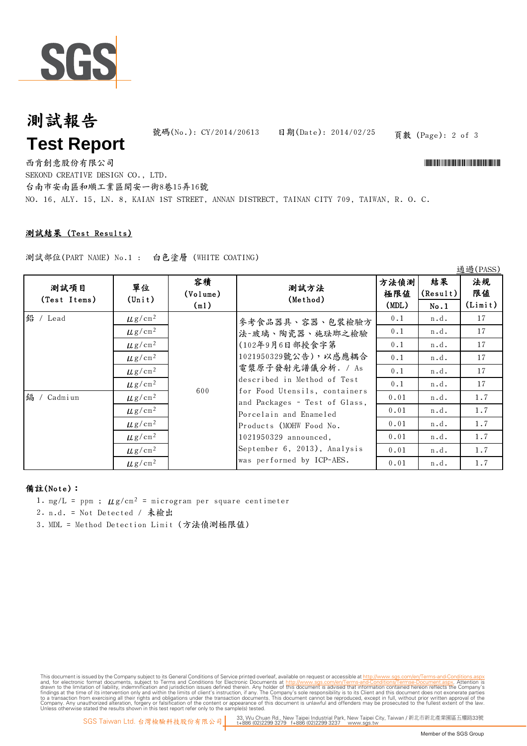# 測試報告

# Test Report

號碼(No.): CY/2014/20613　　日期(Date): 2014/02/25

西肯創意股份有限公司

SEKOND CREATIVE DESIGN CO., LTD.

台南市安南區和順工業區開安一街8巷15弄16號

NO. 16, ALY. 15, LN. 8, KAIAN 1ST STREET, ANNAN DISTRECT, TAINAN CITY 709, TAIWAN, R. O. C.

**測試結果 (Test Results)**

測試部位(PART NAME) No.1 :　白色塗層 (WHITE COATING)

通過(PASS)

| 測試項目 (Test Items) | 單位 (Unit) | 容積 (Volume) (ml) | 測試方法 (Method) | 方法偵測極限值 (MDL) | 結果 (Result) No.1 | 法規限值 (Limit) |
|---|---|---|---|---|---|---|
| 鉛 / Lead | $\mu g/cm^2$ | 600 | 參考食品器具、容器、包裝檢驗方法-玻璃、陶瓷器、施琺瑯之檢驗(102年9月6日部授食字第1021950329號公告)，以感應耦合電漿原子發射光譜儀分析. / As described in Method of Test for Food Utensils, containers and Packages - Test of Glass, Porcelain and Enameled Products (MOHW Food No. 1021950329 announced, September 6, 2013), Analysis was performed by ICP-AES. | 0.1 | n.d. | 17 |
| | $\mu g/cm^2$ | | | 0.1 | n.d. | 17 |
| | $\mu g/cm^2$ | | | 0.1 | n.d. | 17 |
| | $\mu g/cm^2$ | | | 0.1 | n.d. | 17 |
| | $\mu g/cm^2$ | | | 0.1 | n.d. | 17 |
| | $\mu g/cm^2$ | | | 0.1 | n.d. | 17 |
| 鎘 / Cadmium | $\mu g/cm^2$ | | | 0.01 | n.d. | 1.7 |
| | $\mu g/cm^2$ | | | 0.01 | n.d. | 1.7 |
| | $\mu g/cm^2$ | | | 0.01 | n.d. | 1.7 |
| | $\mu g/cm^2$ | | | 0.01 | n.d. | 1.7 |
| | $\mu g/cm^2$ | | | 0.01 | n.d. | 1.7 |
| | $\mu g/cm^2$ | | | 0.01 | n.d. | 1.7 |

**備註(Note)：**

1. mg/L = ppm ; $\mu g/cm^2$ = microgram per square centimeter
2. n.d. = Not Detected / 未檢出
3. MDL = Method Detection Limit (方法偵測極限值)

This document is issued by the Company subject to its General Conditions of Service printed overleaf, available on request or accessible at http://www.sgs.com/en/Terms-and-Conditions.aspx and, for electronic format documents, subject to Terms and Conditions for Electronic Documents at http://www.sgs.com/en/Terms-and-Conditions/Termse-Document.aspx. Attention is drawn to the limitation of liability, indemnification and jurisdiction issues defined therein. Any holder of this document is advised that information contained hereon reflects the Company's findings at the time of its intervention only and within the limits of client's instruction, if any. The Company's sole responsibility is to its Client and this document does not exonerate parties to a transaction from exercising all their rights and obligations under the transaction documents. This document cannot be reproduced, except in full, without prior written approval of the Company. Any unauthorized alteration, forgery or falsification of the content or appearance of this document is unlawful and offenders may be prosecuted to the fullest extent of the law. Unless otherwise stated the results shown in this test report refer only to the sample(s) tested.

SGS Taiwan Ltd. 台灣檢驗科技股份有限公司 | 33, Wu Chuan Rd., New Taipei Industrial Park, New Taipei City, Taiwan / 新北市新北產業園區五權路33號 t+886 (02)2299 3279 f+886 (02)2299 3237 www.sgs.tw

Member of the SGS Group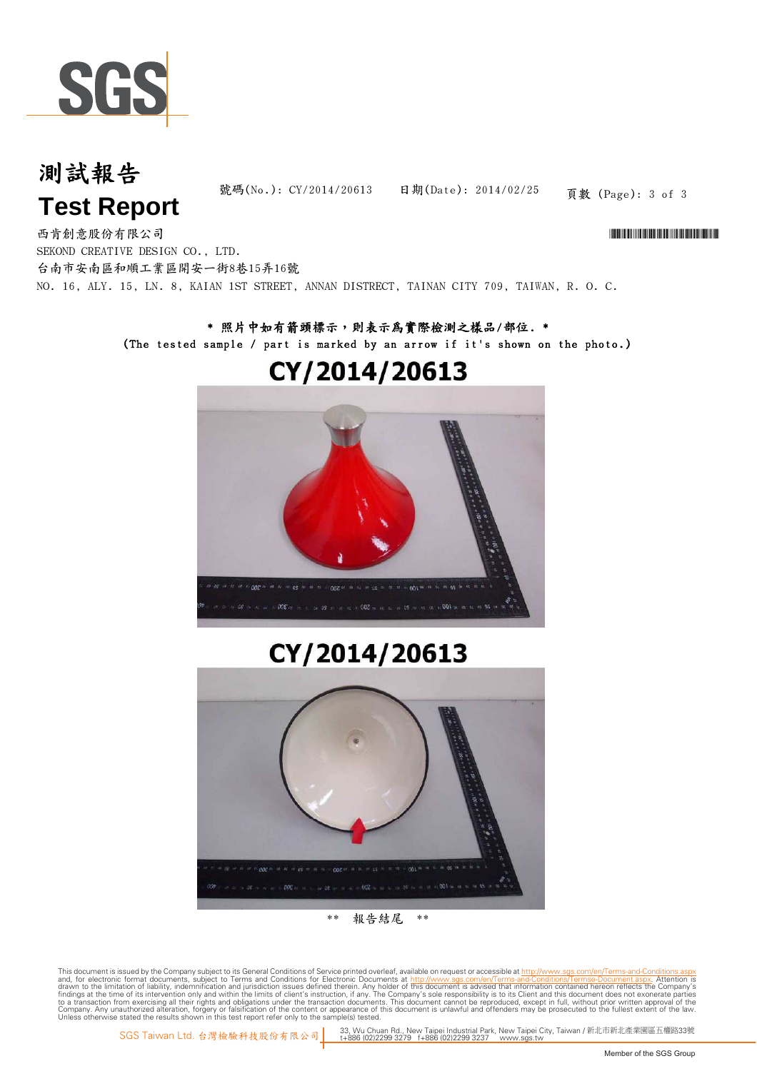# 測試報告

# Test Report

號碼(No.): CY/2014/20613　　日期(Date): 2014/02/25

西肯創意股份有限公司

SEKOND CREATIVE DESIGN CO., LTD.

台南市安南區和順工業區開安一街8巷15弄16號

NO. 16, ALY. 15, LN. 8, KAIAN 1ST STREET, ANNAN DISTRECT, TAINAN CITY 709, TAIWAN, R. O. C.

* 照片中如有箭頭標示，則表示為實際檢測之樣品/部位. *

(The tested sample / part is marked by an arrow if it's shown on the photo.)

CY/2014/20613

CY/2014/20613

** 報告結尾 **

This document is issued by the Company subject to its General Conditions of Service printed overleaf, available on request or accessible at http://www.sgs.com/en/Terms-and-Conditions.aspx and, for electronic format documents, subject to Terms and Conditions for Electronic Documents at http://www.sgs.com/en/Terms-and-Conditions/Termse-Document.aspx. Attention is drawn to the limitation of liability, indemnification and jurisdiction issues defined therein. Any holder of this document is advised that information contained hereon reflects the Company's findings at the time of its intervention only and within the limits of client's instruction, if any. The Company's sole responsibility is to its Client and this document does not exonerate parties to a transaction from exercising all their rights and obligations under the transaction documents. This document cannot be reproduced, except in full, without prior written approval of the Company. Any unauthorized alteration, forgery or falsification of the content or appearance of this document is unlawful and offenders may be prosecuted to the fullest extent of the law. Unless otherwise stated the results shown in this test report refer only to the sample(s) tested.

SGS Taiwan Ltd. 台灣檢驗科技股份有限公司 | 33, Wu Chuan Rd., New Taipei Industrial Park, New Taipei City, Taiwan / 新北市新北產業園區五權路33號 t+886 (02)2299 3279 f+886 (02)2299 3237 www.sgs.tw

Member of the SGS Group